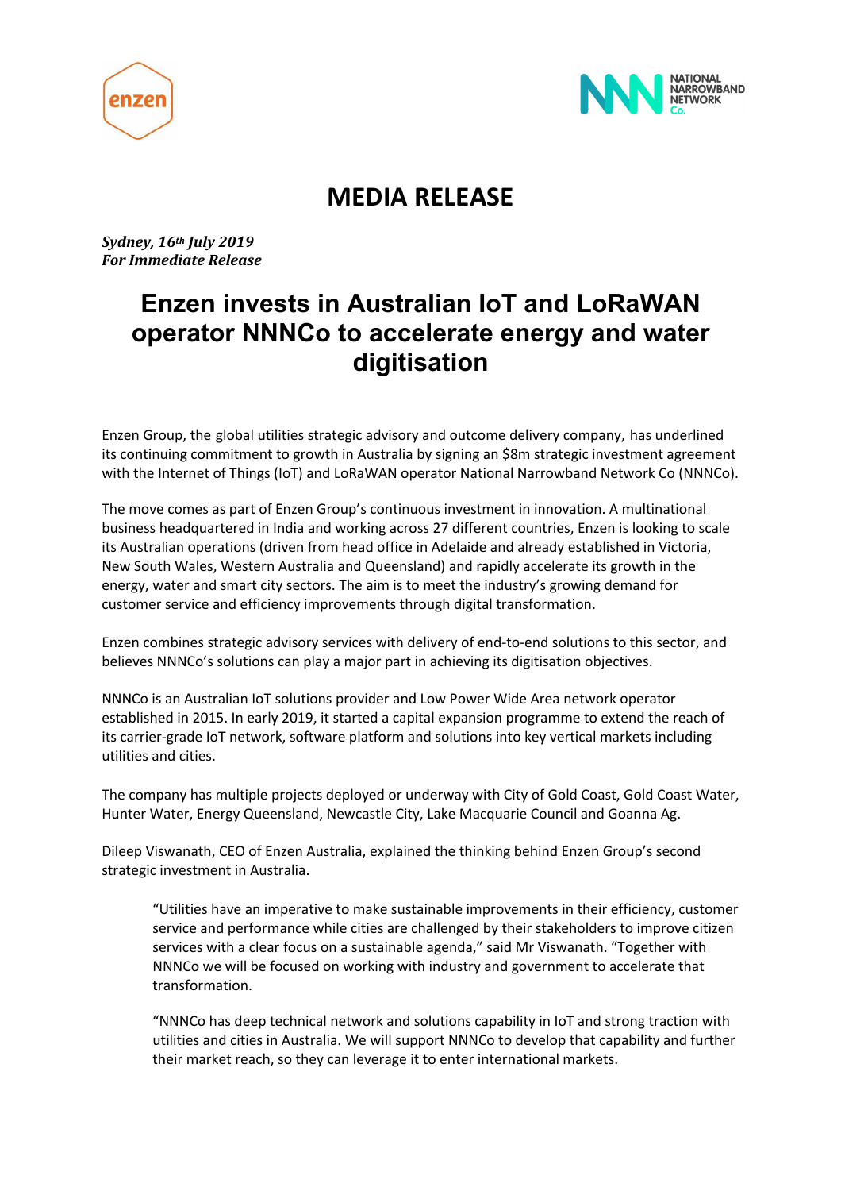# MEDIA RELEASE

***Sydney, 16th July 2019***
***For Immediate Release***

## Enzen invests in Australian IoT and LoRaWAN operator NNNCo to accelerate energy and water digitisation

Enzen Group, the global utilities strategic advisory and outcome delivery company, has underlined its continuing commitment to growth in Australia by signing an $8m strategic investment agreement with the Internet of Things (IoT) and LoRaWAN operator National Narrowband Network Co (NNNCo).

The move comes as part of Enzen Group's continuous investment in innovation. A multinational business headquartered in India and working across 27 different countries, Enzen is looking to scale its Australian operations (driven from head office in Adelaide and already established in Victoria, New South Wales, Western Australia and Queensland) and rapidly accelerate its growth in the energy, water and smart city sectors. The aim is to meet the industry's growing demand for customer service and efficiency improvements through digital transformation.

Enzen combines strategic advisory services with delivery of end-to-end solutions to this sector, and believes NNNCo's solutions can play a major part in achieving its digitisation objectives.

NNNCo is an Australian IoT solutions provider and Low Power Wide Area network operator established in 2015. In early 2019, it started a capital expansion programme to extend the reach of its carrier-grade IoT network, software platform and solutions into key vertical markets including utilities and cities.

The company has multiple projects deployed or underway with City of Gold Coast, Gold Coast Water, Hunter Water, Energy Queensland, Newcastle City, Lake Macquarie Council and Goanna Ag.

Dileep Viswanath, CEO of Enzen Australia, explained the thinking behind Enzen Group's second strategic investment in Australia.

> "Utilities have an imperative to make sustainable improvements in their efficiency, customer service and performance while cities are challenged by their stakeholders to improve citizen services with a clear focus on a sustainable agenda," said Mr Viswanath. "Together with NNNCo we will be focused on working with industry and government to accelerate that transformation.
>
> "NNNCo has deep technical network and solutions capability in IoT and strong traction with utilities and cities in Australia. We will support NNNCo to develop that capability and further their market reach, so they can leverage it to enter international markets.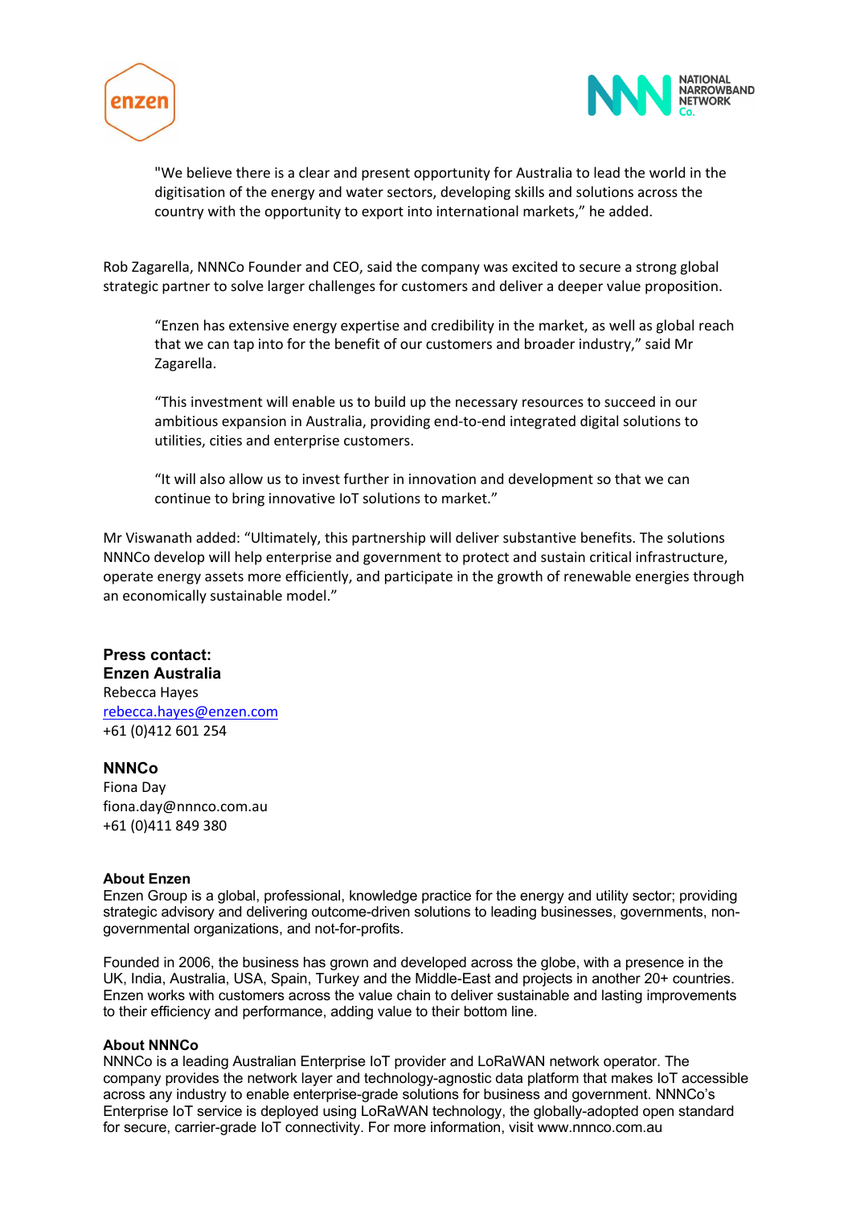"We believe there is a clear and present opportunity for Australia to lead the world in the digitisation of the energy and water sectors, developing skills and solutions across the country with the opportunity to export into international markets," he added.

Rob Zagarella, NNNCo Founder and CEO, said the company was excited to secure a strong global strategic partner to solve larger challenges for customers and deliver a deeper value proposition.

> "Enzen has extensive energy expertise and credibility in the market, as well as global reach that we can tap into for the benefit of our customers and broader industry," said Mr Zagarella.
>
> "This investment will enable us to build up the necessary resources to succeed in our ambitious expansion in Australia, providing end-to-end integrated digital solutions to utilities, cities and enterprise customers.
>
> "It will also allow us to invest further in innovation and development so that we can continue to bring innovative IoT solutions to market."

Mr Viswanath added: "Ultimately, this partnership will deliver substantive benefits. The solutions NNNCo develop will help enterprise and government to protect and sustain critical infrastructure, operate energy assets more efficiently, and participate in the growth of renewable energies through an economically sustainable model."

**Press contact:**
**Enzen Australia**
Rebecca Hayes
rebecca.hayes@enzen.com
+61 (0)412 601 254

**NNNCo**
Fiona Day
fiona.day@nnnco.com.au
+61 (0)411 849 380

**About Enzen**
Enzen Group is a global, professional, knowledge practice for the energy and utility sector; providing strategic advisory and delivering outcome-driven solutions to leading businesses, governments, non-governmental organizations, and not-for-profits.

Founded in 2006, the business has grown and developed across the globe, with a presence in the UK, India, Australia, USA, Spain, Turkey and the Middle-East and projects in another 20+ countries. Enzen works with customers across the value chain to deliver sustainable and lasting improvements to their efficiency and performance, adding value to their bottom line.

**About NNNCo**
NNNCo is a leading Australian Enterprise IoT provider and LoRaWAN network operator. The company provides the network layer and technology-agnostic data platform that makes IoT accessible across any industry to enable enterprise-grade solutions for business and government. NNNCo's Enterprise IoT service is deployed using LoRaWAN technology, the globally-adopted open standard for secure, carrier-grade IoT connectivity. For more information, visit www.nnnco.com.au